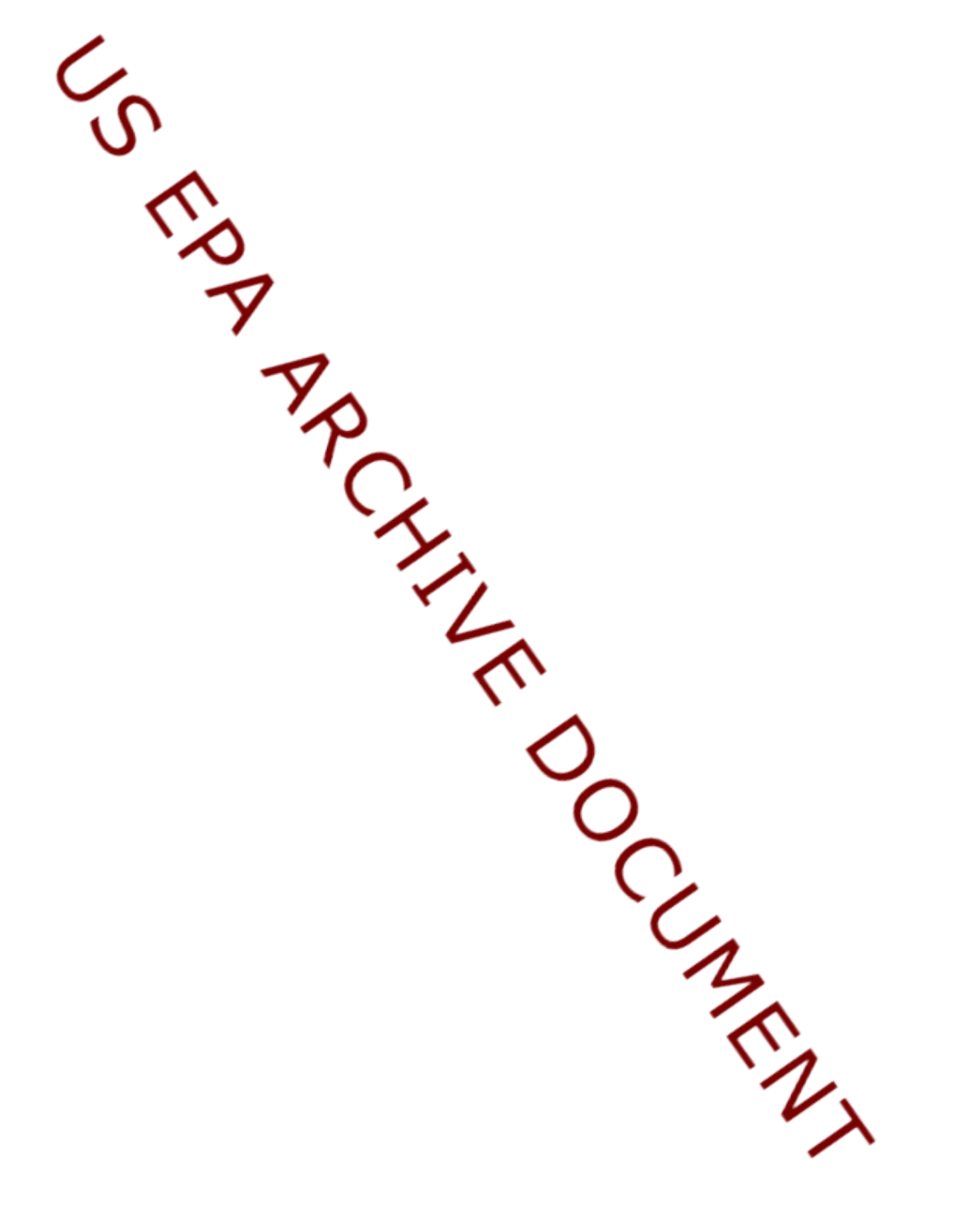US EPA ARCHIVE DOCUMENT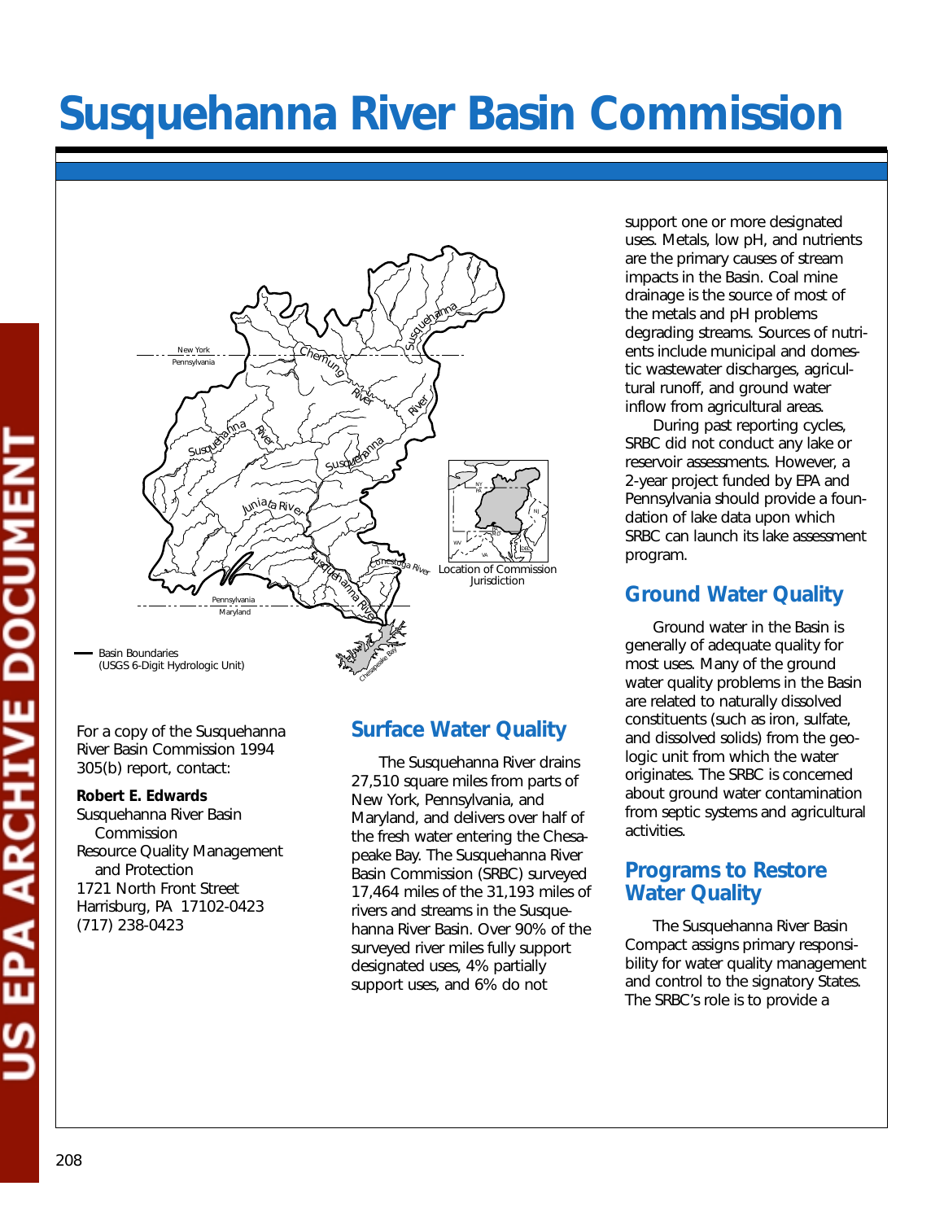# Susquehanna River Basin Commission

For a copy of the Susquehanna River Basin Commission 1994 305(b) report, contact:

**Robert E. Edwards**
Susquehanna River Basin Commission
Resource Quality Management and Protection
1721 North Front Street
Harrisburg, PA 17102-0423
(717) 238-0423

## Surface Water Quality

The Susquehanna River drains 27,510 square miles from parts of New York, Pennsylvania, and Maryland, and delivers over half of the fresh water entering the Chesapeake Bay. The Susquehanna River Basin Commission (SRBC) surveyed 17,464 miles of the 31,193 miles of rivers and streams in the Susquehanna River Basin. Over 90% of the surveyed river miles fully support designated uses, 4% partially support uses, and 6% do not support one or more designated uses. Metals, low pH, and nutrients are the primary causes of stream impacts in the Basin. Coal mine drainage is the source of most of the metals and pH problems degrading streams. Sources of nutrients include municipal and domestic wastewater discharges, agricultural runoff, and ground water inflow from agricultural areas.

During past reporting cycles, SRBC did not conduct any lake or reservoir assessments. However, a 2-year project funded by EPA and Pennsylvania should provide a foundation of lake data upon which SRBC can launch its lake assessment program.

## Ground Water Quality

Ground water in the Basin is generally of adequate quality for most uses. Many of the ground water quality problems in the Basin are related to naturally dissolved constituents (such as iron, sulfate, and dissolved solids) from the geologic unit from which the water originates. The SRBC is concerned about ground water contamination from septic systems and agricultural activities.

## Programs to Restore Water Quality

The Susquehanna River Basin Compact assigns primary responsibility for water quality management and control to the signatory States. The SRBC's role is to provide a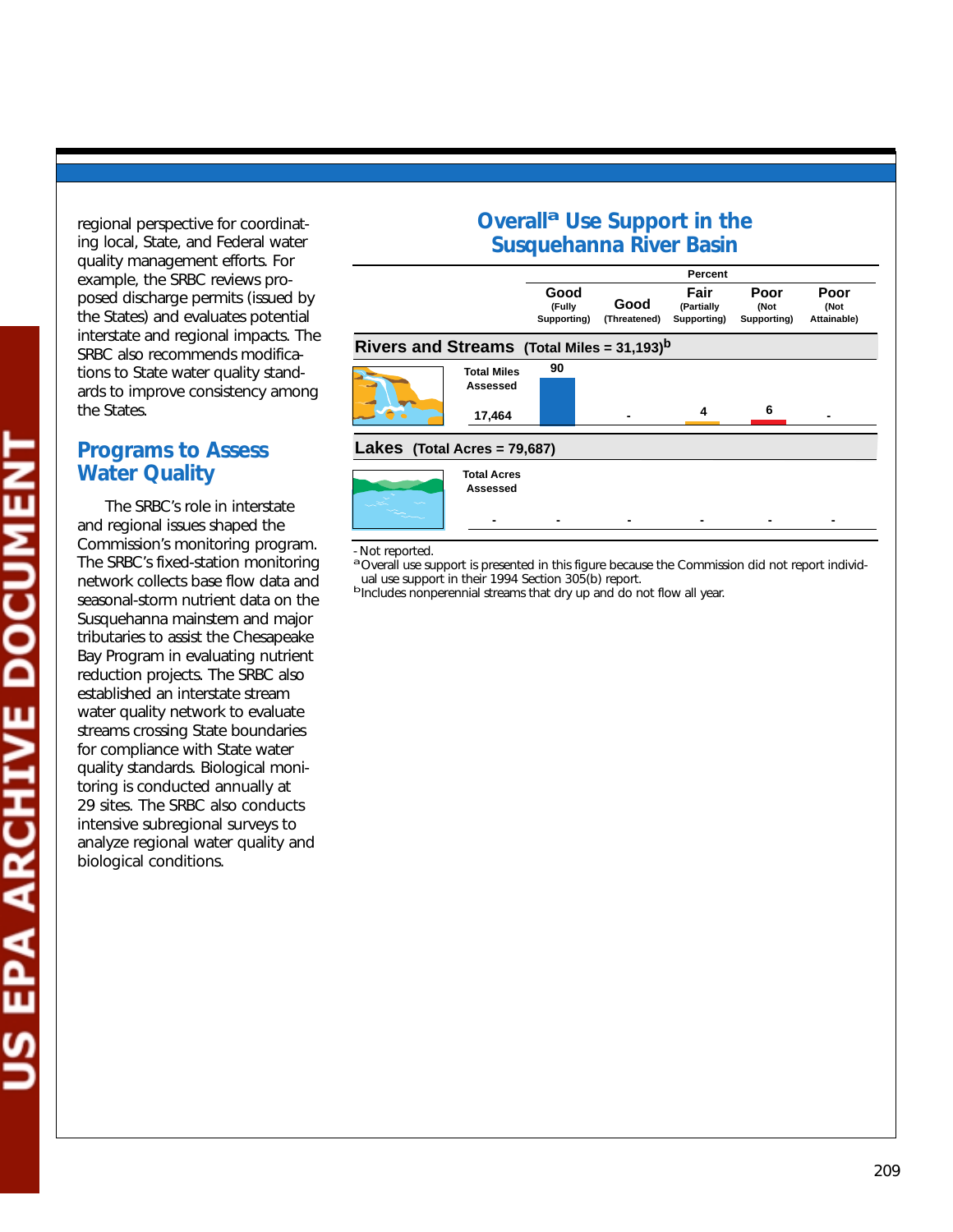regional perspective for coordinating local, State, and Federal water quality management efforts. For example, the SRBC reviews proposed discharge permits (issued by the States) and evaluates potential interstate and regional impacts. The SRBC also recommends modifications to State water quality standards to improve consistency among the States.

## Programs to Assess Water Quality

The SRBC's role in interstate and regional issues shaped the Commission's monitoring program. The SRBC's fixed-station monitoring network collects base flow data and seasonal-storm nutrient data on the Susquehanna mainstem and major tributaries to assist the Chesapeake Bay Program in evaluating nutrient reduction projects. The SRBC also established an interstate stream water quality network to evaluate streams crossing State boundaries for compliance with State water quality standards. Biological monitoring is conducted annually at 29 sites. The SRBC also conducts intensive subregional surveys to analyze regional water quality and biological conditions.

## Overall[a] Use Support in the Susquehanna River Basin

Percent

Good (Fully Supporting)
Good (Threatened)
Fair (Partially Supporting)
Poor (Not Supporting)
Poor (Not Attainable)

**Rivers and Streams** (Total Miles = 31,193)[b]

Total Miles Assessed
17,464
90
-
4
6
-

**Lakes** (Total Acres = 79,687)

Total Acres Assessed
-
-
-
-
-
-

- Not reported.

[a] Overall use support is presented in this figure because the Commission did not report individual use support in their 1994 Section 305(b) report.

[b] Includes nonperennial streams that dry up and do not flow all year.